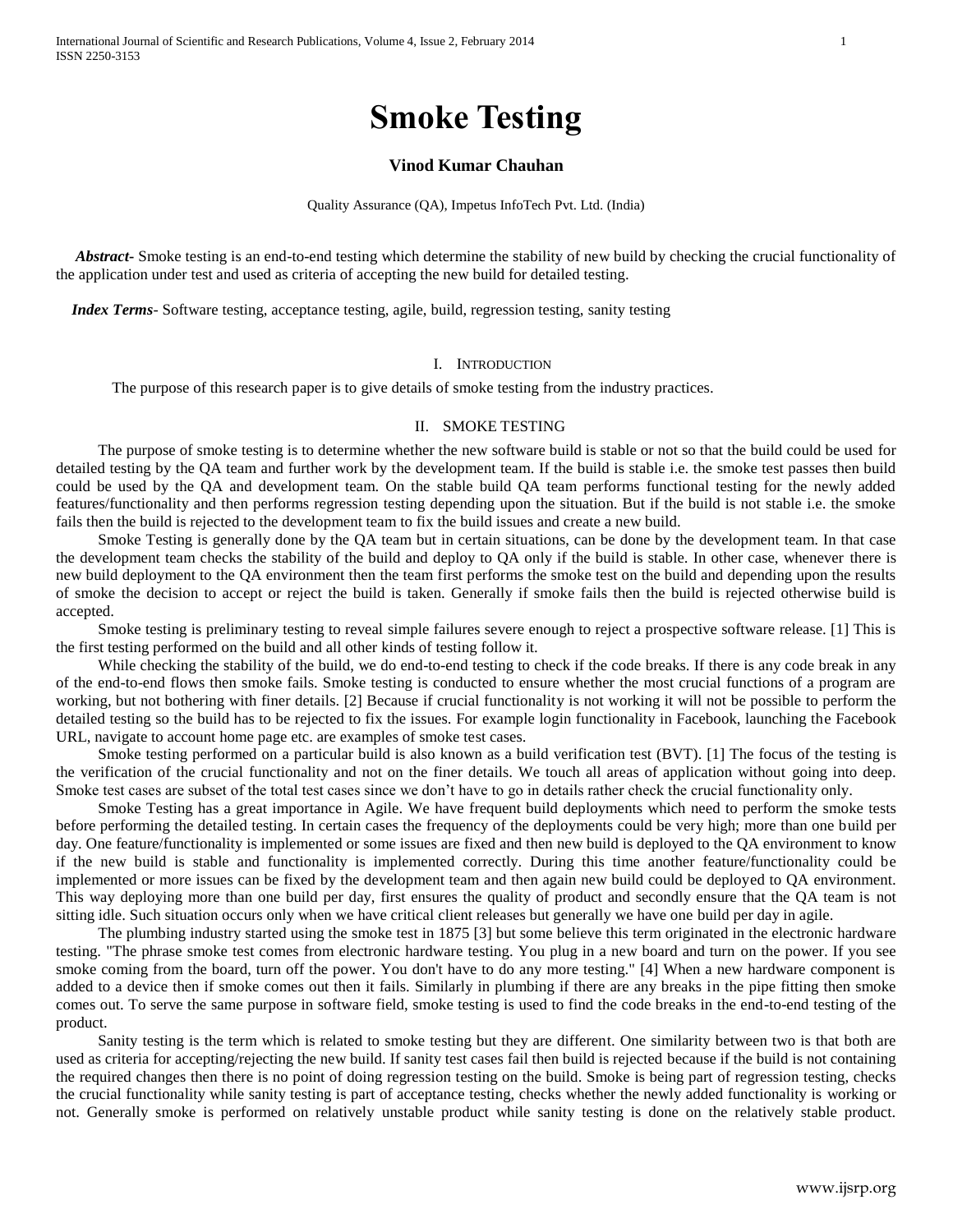# Smoke Testing

**Vinod Kumar Chauhan**

Quality Assurance (QA), Impetus InfoTech Pvt. Ltd. (India)

***Abstract***- Smoke testing is an end-to-end testing which determine the stability of new build by checking the crucial functionality of the application under test and used as criteria of accepting the new build for detailed testing.

***Index Terms***- Software testing, acceptance testing, agile, build, regression testing, sanity testing

## I. Introduction

The purpose of this research paper is to give details of smoke testing from the industry practices.

## II. Smoke Testing

The purpose of smoke testing is to determine whether the new software build is stable or not so that the build could be used for detailed testing by the QA team and further work by the development team. If the build is stable i.e. the smoke test passes then build could be used by the QA and development team. On the stable build QA team performs functional testing for the newly added features/functionality and then performs regression testing depending upon the situation. But if the build is not stable i.e. the smoke fails then the build is rejected to the development team to fix the build issues and create a new build.

Smoke Testing is generally done by the QA team but in certain situations, can be done by the development team. In that case the development team checks the stability of the build and deploy to QA only if the build is stable. In other case, whenever there is new build deployment to the QA environment then the team first performs the smoke test on the build and depending upon the results of smoke the decision to accept or reject the build is taken. Generally if smoke fails then the build is rejected otherwise build is accepted.

Smoke testing is preliminary testing to reveal simple failures severe enough to reject a prospective software release. [1] This is the first testing performed on the build and all other kinds of testing follow it.

While checking the stability of the build, we do end-to-end testing to check if the code breaks. If there is any code break in any of the end-to-end flows then smoke fails. Smoke testing is conducted to ensure whether the most crucial functions of a program are working, but not bothering with finer details. [2] Because if crucial functionality is not working it will not be possible to perform the detailed testing so the build has to be rejected to fix the issues. For example login functionality in Facebook, launching the Facebook URL, navigate to account home page etc. are examples of smoke test cases.

Smoke testing performed on a particular build is also known as a build verification test (BVT). [1] The focus of the testing is the verification of the crucial functionality and not on the finer details. We touch all areas of application without going into deep. Smoke test cases are subset of the total test cases since we don't have to go in details rather check the crucial functionality only.

Smoke Testing has a great importance in Agile. We have frequent build deployments which need to perform the smoke tests before performing the detailed testing. In certain cases the frequency of the deployments could be very high; more than one build per day. One feature/functionality is implemented or some issues are fixed and then new build is deployed to the QA environment to know if the new build is stable and functionality is implemented correctly. During this time another feature/functionality could be implemented or more issues can be fixed by the development team and then again new build could be deployed to QA environment. This way deploying more than one build per day, first ensures the quality of product and secondly ensure that the QA team is not sitting idle. Such situation occurs only when we have critical client releases but generally we have one build per day in agile.

The plumbing industry started using the smoke test in 1875 [3] but some believe this term originated in the electronic hardware testing. "The phrase smoke test comes from electronic hardware testing. You plug in a new board and turn on the power. If you see smoke coming from the board, turn off the power. You don't have to do any more testing." [4] When a new hardware component is added to a device then if smoke comes out then it fails. Similarly in plumbing if there are any breaks in the pipe fitting then smoke comes out. To serve the same purpose in software field, smoke testing is used to find the code breaks in the end-to-end testing of the product.

Sanity testing is the term which is related to smoke testing but they are different. One similarity between two is that both are used as criteria for accepting/rejecting the new build. If sanity test cases fail then build is rejected because if the build is not containing the required changes then there is no point of doing regression testing on the build. Smoke is being part of regression testing, checks the crucial functionality while sanity testing is part of acceptance testing, checks whether the newly added functionality is working or not. Generally smoke is performed on relatively unstable product while sanity testing is done on the relatively stable product.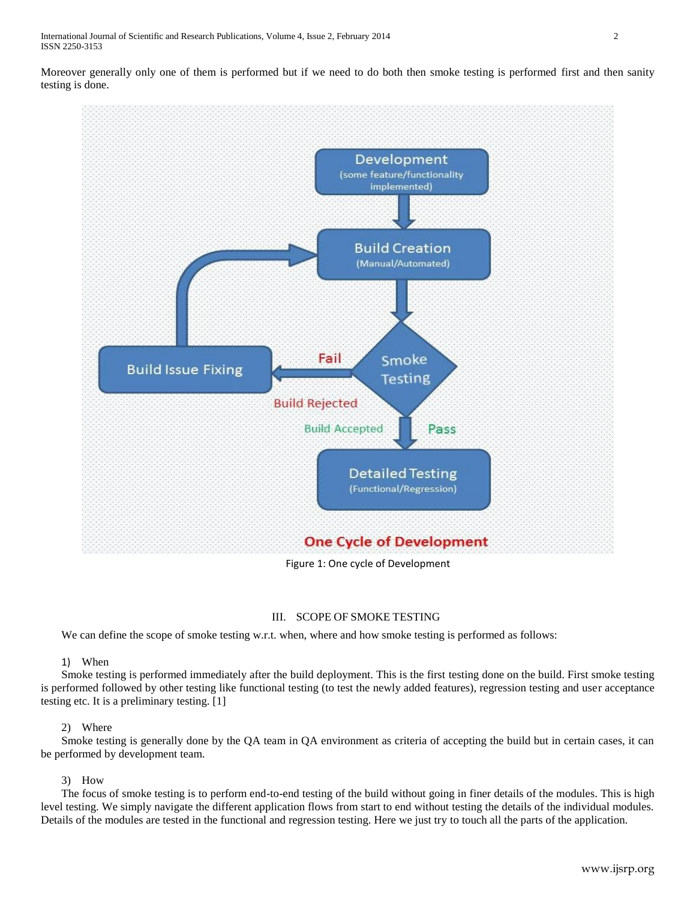Moreover generally only one of them is performed but if we need to do both then smoke testing is performed first and then sanity testing is done.

Figure 1: One cycle of Development

## III. SCOPE OF SMOKE TESTING

We can define the scope of smoke testing w.r.t. when, where and how smoke testing is performed as follows:

### 1) When

Smoke testing is performed immediately after the build deployment. This is the first testing done on the build. First smoke testing is performed followed by other testing like functional testing (to test the newly added features), regression testing and user acceptance testing etc. It is a preliminary testing. [1]

### 2) Where

Smoke testing is generally done by the QA team in QA environment as criteria of accepting the build but in certain cases, it can be performed by development team.

### 3) How

The focus of smoke testing is to perform end-to-end testing of the build without going in finer details of the modules. This is high level testing. We simply navigate the different application flows from start to end without testing the details of the individual modules. Details of the modules are tested in the functional and regression testing. Here we just try to touch all the parts of the application.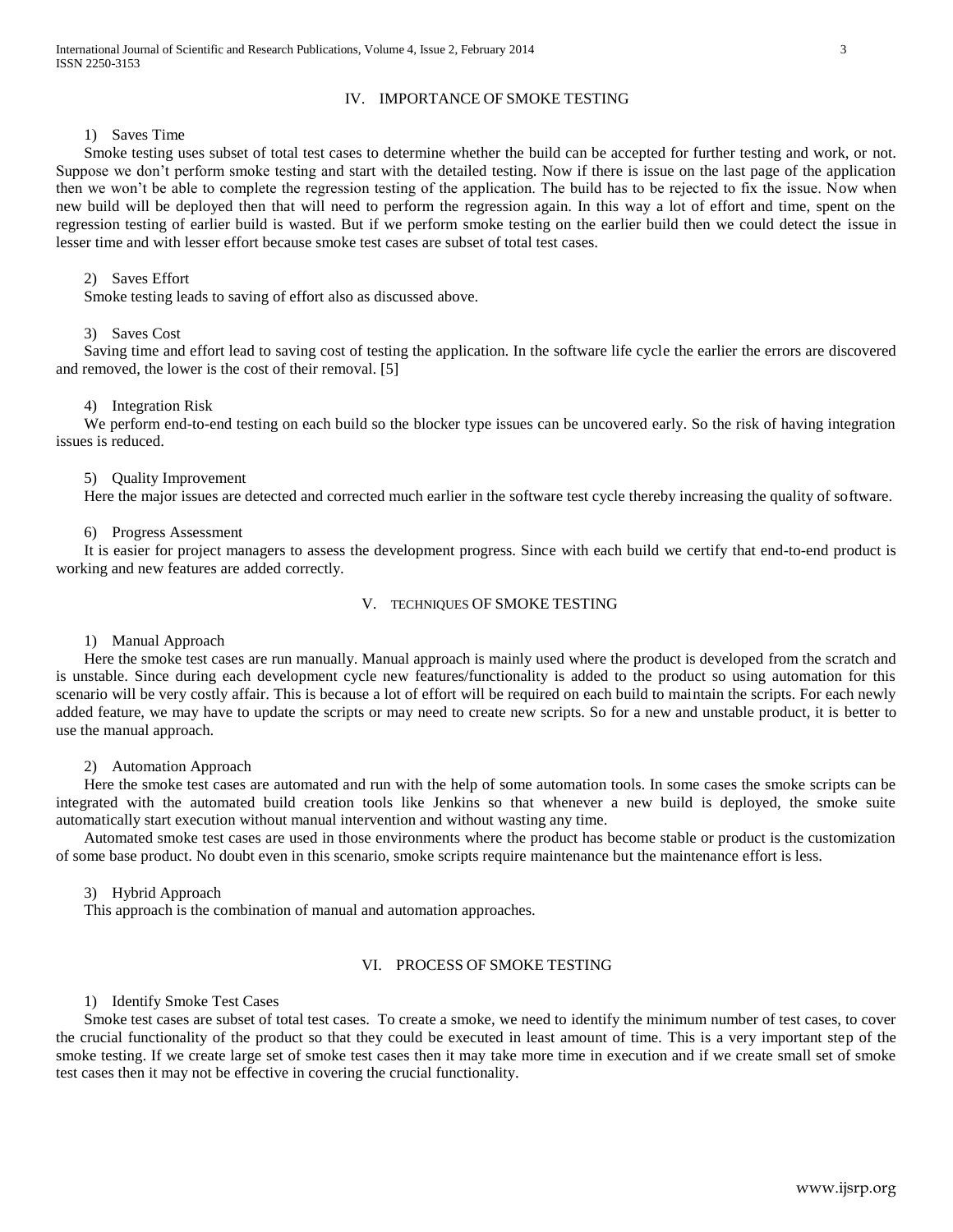## IV. IMPORTANCE OF SMOKE TESTING

1) Saves Time

Smoke testing uses subset of total test cases to determine whether the build can be accepted for further testing and work, or not. Suppose we don't perform smoke testing and start with the detailed testing. Now if there is issue on the last page of the application then we won't be able to complete the regression testing of the application. The build has to be rejected to fix the issue. Now when new build will be deployed then that will need to perform the regression again. In this way a lot of effort and time, spent on the regression testing of earlier build is wasted. But if we perform smoke testing on the earlier build then we could detect the issue in lesser time and with lesser effort because smoke test cases are subset of total test cases.

2) Saves Effort

Smoke testing leads to saving of effort also as discussed above.

3) Saves Cost

Saving time and effort lead to saving cost of testing the application. In the software life cycle the earlier the errors are discovered and removed, the lower is the cost of their removal. [5]

4) Integration Risk

We perform end-to-end testing on each build so the blocker type issues can be uncovered early. So the risk of having integration issues is reduced.

5) Quality Improvement

Here the major issues are detected and corrected much earlier in the software test cycle thereby increasing the quality of software.

6) Progress Assessment

It is easier for project managers to assess the development progress. Since with each build we certify that end-to-end product is working and new features are added correctly.

## V. TECHNIQUES OF SMOKE TESTING

1) Manual Approach

Here the smoke test cases are run manually. Manual approach is mainly used where the product is developed from the scratch and is unstable. Since during each development cycle new features/functionality is added to the product so using automation for this scenario will be very costly affair. This is because a lot of effort will be required on each build to maintain the scripts. For each newly added feature, we may have to update the scripts or may need to create new scripts. So for a new and unstable product, it is better to use the manual approach.

2) Automation Approach

Here the smoke test cases are automated and run with the help of some automation tools. In some cases the smoke scripts can be integrated with the automated build creation tools like Jenkins so that whenever a new build is deployed, the smoke suite automatically start execution without manual intervention and without wasting any time.

Automated smoke test cases are used in those environments where the product has become stable or product is the customization of some base product. No doubt even in this scenario, smoke scripts require maintenance but the maintenance effort is less.

3) Hybrid Approach

This approach is the combination of manual and automation approaches.

## VI. PROCESS OF SMOKE TESTING

1) Identify Smoke Test Cases

Smoke test cases are subset of total test cases. To create a smoke, we need to identify the minimum number of test cases, to cover the crucial functionality of the product so that they could be executed in least amount of time. This is a very important step of the smoke testing. If we create large set of smoke test cases then it may take more time in execution and if we create small set of smoke test cases then it may not be effective in covering the crucial functionality.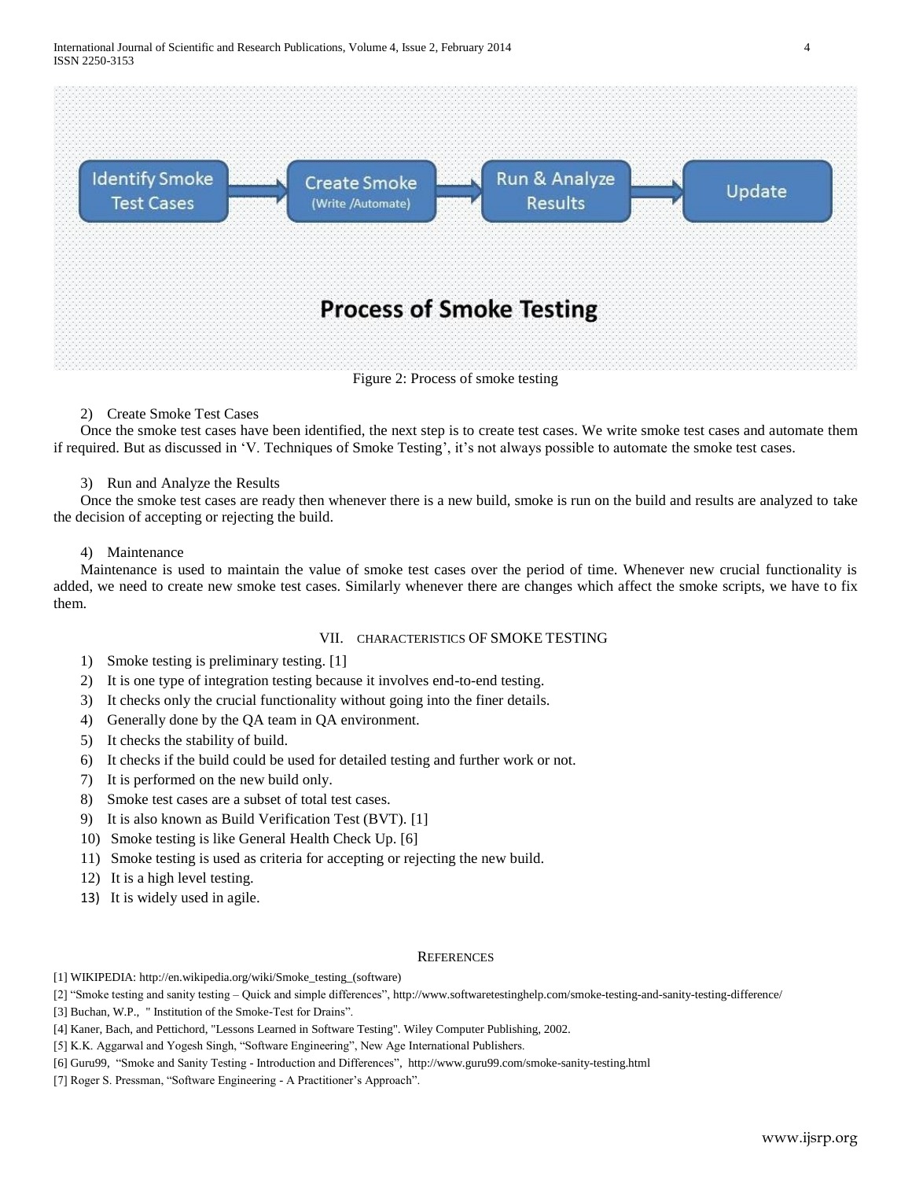Figure 2: Process of smoke testing

2) Create Smoke Test Cases

Once the smoke test cases have been identified, the next step is to create test cases. We write smoke test cases and automate them if required. But as discussed in 'V. Techniques of Smoke Testing', it's not always possible to automate the smoke test cases.

3) Run and Analyze the Results

Once the smoke test cases are ready then whenever there is a new build, smoke is run on the build and results are analyzed to take the decision of accepting or rejecting the build.

4) Maintenance

Maintenance is used to maintain the value of smoke test cases over the period of time. Whenever new crucial functionality is added, we need to create new smoke test cases. Similarly whenever there are changes which affect the smoke scripts, we have to fix them.

## VII. CHARACTERISTICS OF SMOKE TESTING

1) Smoke testing is preliminary testing. [1]
2) It is one type of integration testing because it involves end-to-end testing.
3) It checks only the crucial functionality without going into the finer details.
4) Generally done by the QA team in QA environment.
5) It checks the stability of build.
6) It checks if the build could be used for detailed testing and further work or not.
7) It is performed on the new build only.
8) Smoke test cases are a subset of total test cases.
9) It is also known as Build Verification Test (BVT). [1]
10) Smoke testing is like General Health Check Up. [6]
11) Smoke testing is used as criteria for accepting or rejecting the new build.
12) It is a high level testing.
13) It is widely used in agile.

## REFERENCES

[1] WIKIPEDIA: http://en.wikipedia.org/wiki/Smoke_testing_(software)

[2] "Smoke testing and sanity testing – Quick and simple differences", http://www.softwaretestinghelp.com/smoke-testing-and-sanity-testing-difference/

[3] Buchan, W.P., " Institution of the Smoke-Test for Drains".

[4] Kaner, Bach, and Pettichord, "Lessons Learned in Software Testing". Wiley Computer Publishing, 2002.

[5] K.K. Aggarwal and Yogesh Singh, "Software Engineering", New Age International Publishers.

[6] Guru99, "Smoke and Sanity Testing - Introduction and Differences", http://www.guru99.com/smoke-sanity-testing.html

[7] Roger S. Pressman, "Software Engineering - A Practitioner's Approach".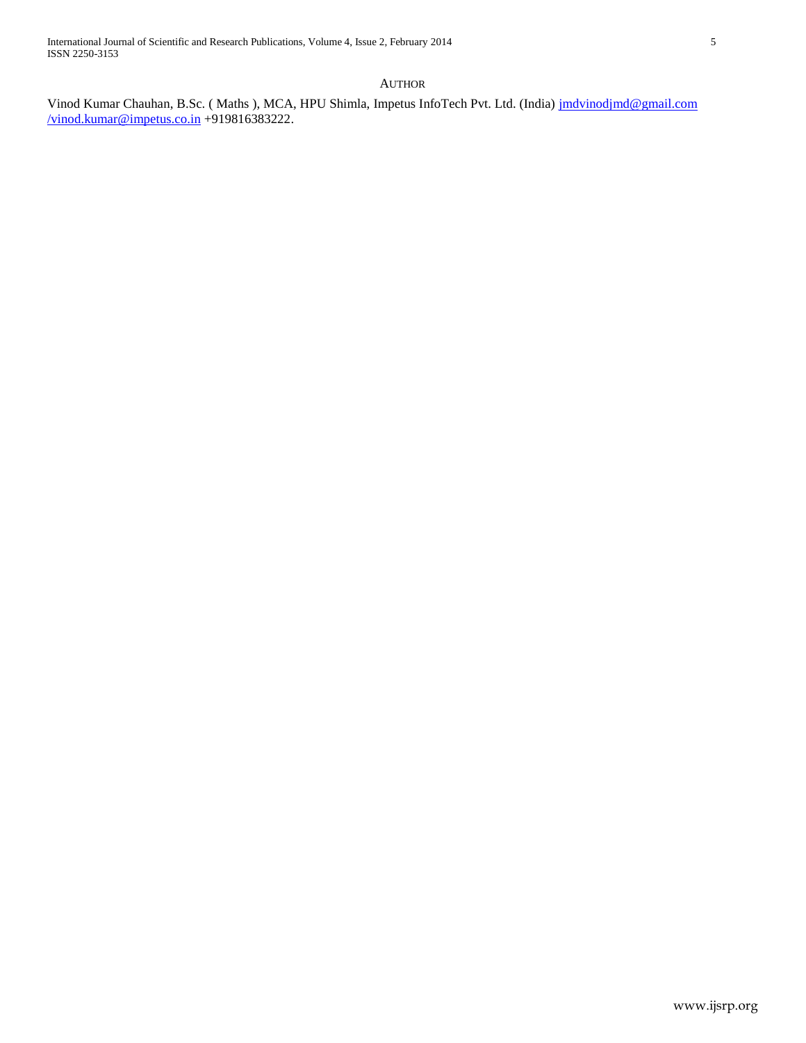## AUTHOR

Vinod Kumar Chauhan, B.Sc. ( Maths ), MCA, HPU Shimla, Impetus InfoTech Pvt. Ltd. (India) jmdvinodjmd@gmail.com /vinod.kumar@impetus.co.in +919816383222.